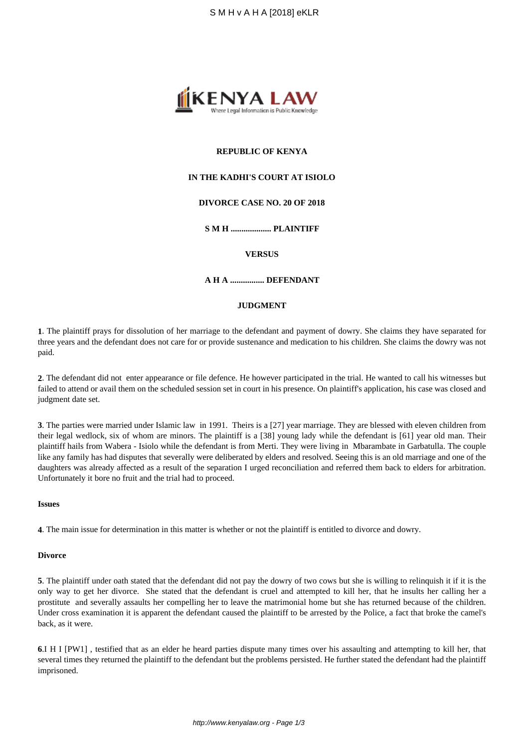**REPUBLIC OF KENYA**

**IN THE KADHI'S COURT AT ISIOLO**

**DIVORCE CASE NO. 20 OF 2018**

**S M H .................. PLAINTIFF**

**VERSUS**

**A H A ................ DEFENDANT**

**JUDGMENT**

**1**. The plaintiff prays for dissolution of her marriage to the defendant and payment of dowry. She claims they have separated for three years and the defendant does not care for or provide sustenance and medication to his children. She claims the dowry was not paid.

**2**. The defendant did not enter appearance or file defence. He however participated in the trial. He wanted to call his witnesses but failed to attend or avail them on the scheduled session set in court in his presence. On plaintiff's application, his case was closed and judgment date set.

**3**. The parties were married under Islamic law in 1991. Theirs is a [27] year marriage. They are blessed with eleven children from their legal wedlock, six of whom are minors. The plaintiff is a [38] young lady while the defendant is [61] year old man. Their plaintiff hails from Wabera - Isiolo while the defendant is from Merti. They were living in Mbarambate in Garbatulla. The couple like any family has had disputes that severally were deliberated by elders and resolved. Seeing this is an old marriage and one of the daughters was already affected as a result of the separation I urged reconciliation and referred them back to elders for arbitration. Unfortunately it bore no fruit and the trial had to proceed.

**Issues**

**4**. The main issue for determination in this matter is whether or not the plaintiff is entitled to divorce and dowry.

**Divorce**

**5**. The plaintiff under oath stated that the defendant did not pay the dowry of two cows but she is willing to relinquish it if it is the only way to get her divorce. She stated that the defendant is cruel and attempted to kill her, that he insults her calling her a prostitute and severally assaults her compelling her to leave the matrimonial home but she has returned because of the children. Under cross examination it is apparent the defendant caused the plaintiff to be arrested by the Police, a fact that broke the camel's back, as it were.

**6**.I H I [PW1] , testified that as an elder he heard parties dispute many times over his assaulting and attempting to kill her, that several times they returned the plaintiff to the defendant but the problems persisted. He further stated the defendant had the plaintiff imprisoned.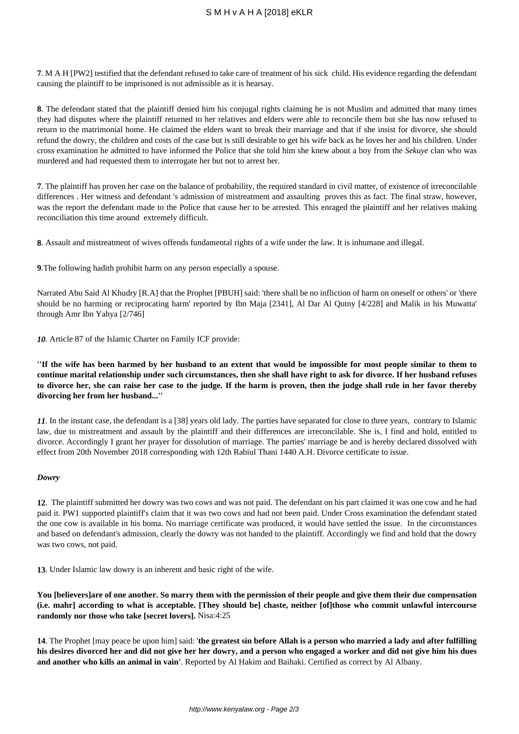**7**. M A H [PW2] testified that the defendant refused to take care of treatment of his sick child. His evidence regarding the defendant causing the plaintiff to be imprisoned is not admissible as it is hearsay.

**8**. The defendant stated that the plaintiff denied him his conjugal rights claiming he is not Muslim and admitted that many times they had disputes where the plaintiff returned to her relatives and elders were able to reconcile them but she has now refused to return to the matrimonial home. He claimed the elders want to break their marriage and that if she insist for divorce, she should refund the dowry, the children and costs of the case but is still desirable to get his wife back as he loves her and his children. Under cross examination he admitted to have informed the Police that she told him she knew about a boy from the *Sekuye* clan who was murdered and had requested them to interrogate her but not to arrest her.

**7**. The plaintiff has proven her case on the balance of probability, the required standard in civil matter, of existence of irreconcilable differences . Her witness and defendant 's admission of mistreatment and assaulting proves this as fact. The final straw, however, was the report the defendant made to the Police that cause her to be arrested. This enraged the plaintiff and her relatives making reconciliation this time around extremely difficult.

**8**. Assault and mistreatment of wives offends fundamental rights of a wife under the law. It is inhumane and illegal.

**9**.The following hadith prohibit harm on any person especially a spouse.

Narrated Abu Said Al Khudry [R.A] that the Prophet [PBUH] said: 'there shall be no infliction of harm on oneself or others' or 'there should be no harming or reciprocating harm' reported by Ibn Maja [2341], Al Dar Al Qutny [4/228] and Malik in his Muwatta' through Amr Ibn Yahya [2/746]

***10***. Article 87 of the Islamic Charter on Family ICF provide:

**''If the wife has been harmed by her husband to an extent that would be impossible for most people similar to them to continue marital relationship under such circumstances, then she shall have right to ask for divorce. If her husband refuses to divorce her, she can raise her case to the judge. If the harm is proven, then the judge shall rule in her favor thereby divorcing her from her husband...''**

***11***. In the instant case, the defendant is a [38] years old lady. The parties have separated for close to three years, contrary to Islamic law, due to mistreatment and assault by the plaintiff and their differences are irreconcilable. She is, I find and hold, entitled to divorce. Accordingly I grant her prayer for dissolution of marriage. The parties' marriage be and is hereby declared dissolved with effect from 20th November 2018 corresponding with 12th Rabiul Thani 1440 A.H. Divorce certificate to issue.

***Dowry***

**12**. The plaintiff submitted her dowry was two cows and was not paid. The defendant on his part claimed it was one cow and he had paid it. PW1 supported plaintiff's claim that it was two cows and had not been paid. Under Cross examination the defendant stated the one cow is available in his boma. No marriage certificate was produced, it would have settled the issue. In the circumstances and based on defendant's admission, clearly the dowry was not handed to the plaintiff. Accordingly we find and hold that the dowry was two cows, not paid.

**13**. Under Islamic law dowry is an inherent and basic right of the wife.

**You [believers]are of one another. So marry them with the permission of their people and give them their due compensation (i.e. mahr] according to what is acceptable. [They should be] chaste, neither [of]those who commit unlawful intercourse randomly nor those who take [secret lovers].** Nisa:4:25

**14**. The Prophet [may peace be upon him] said: '**the greatest sin before Allah is a person who married a lady and after fulfilling his desires divorced her and did not give her her dowry, and a person who engaged a worker and did not give him his dues and another who kills an animal in vain**'. Reported by Al Hakim and Baihaki. Certified as correct by Al Albany.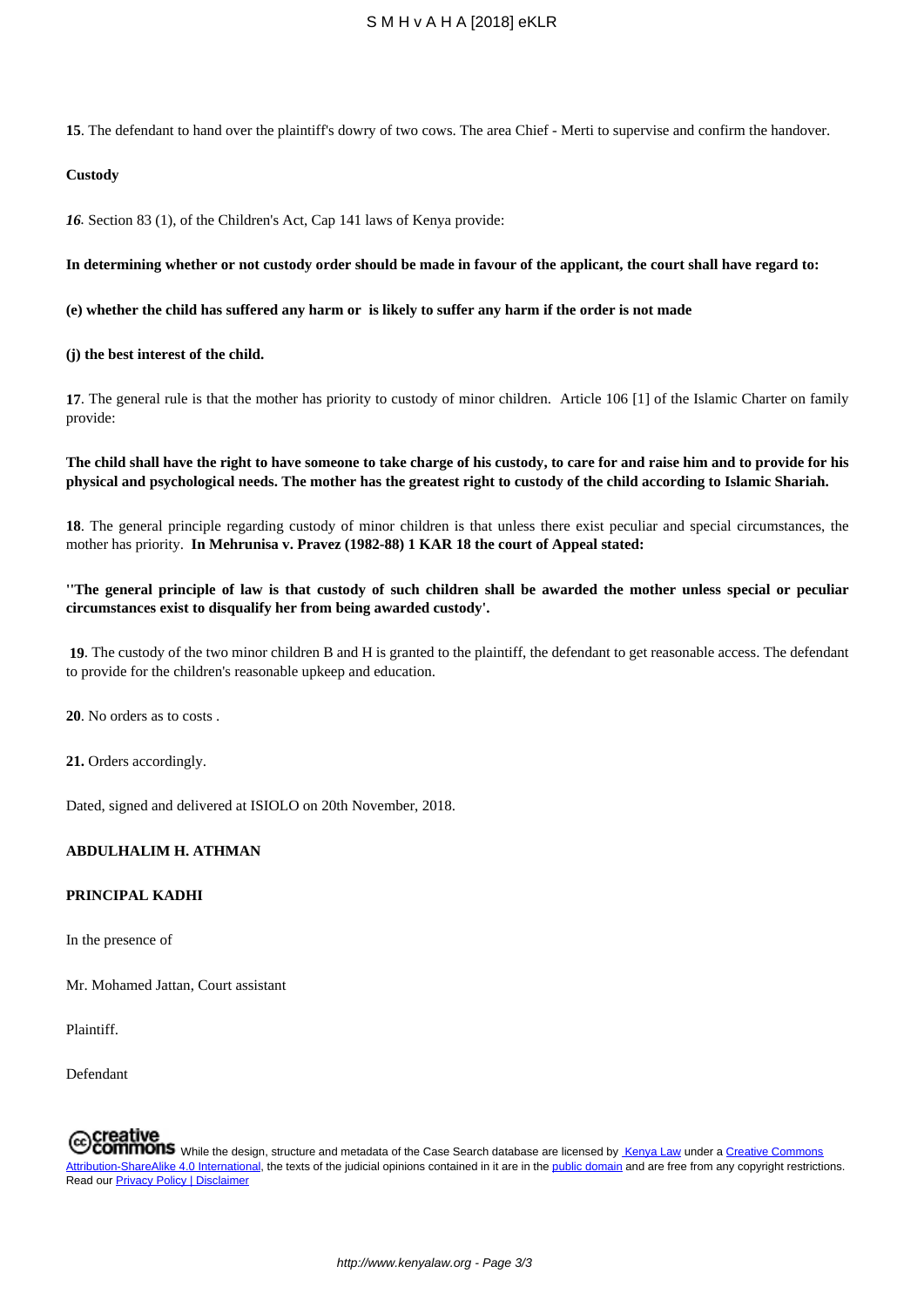**15**. The defendant to hand over the plaintiff's dowry of two cows. The area Chief - Merti to supervise and confirm the handover.

**Custody**

***16**.* Section 83 (1), of the Children's Act, Cap 141 laws of Kenya provide:

**In determining whether or not custody order should be made in favour of the applicant, the court shall have regard to:**

**(e) whether the child has suffered any harm or is likely to suffer any harm if the order is not made**

**(j) the best interest of the child.**

**17**. The general rule is that the mother has priority to custody of minor children. Article 106 [1] of the Islamic Charter on family provide:

**The child shall have the right to have someone to take charge of his custody, to care for and raise him and to provide for his physical and psychological needs. The mother has the greatest right to custody of the child according to Islamic Shariah.**

**18**. The general principle regarding custody of minor children is that unless there exist peculiar and special circumstances, the mother has priority. **In Mehrunisa v. Pravez (1982-88) 1 KAR 18 the court of Appeal stated:**

**''The general principle of law is that custody of such children shall be awarded the mother unless special or peculiar circumstances exist to disqualify her from being awarded custody'.**

**19**. The custody of the two minor children B and H is granted to the plaintiff, the defendant to get reasonable access. The defendant to provide for the children's reasonable upkeep and education.

**20**. No orders as to costs .

**21.** Orders accordingly.

Dated, signed and delivered at ISIOLO on 20th November, 2018.

**ABDULHALIM H. ATHMAN**

**PRINCIPAL KADHI**

In the presence of

Mr. Mohamed Jattan, Court assistant

Plaintiff.

Defendant

While the design, structure and metadata of the Case Search database are licensed by Kenya Law under a Creative Commons Attribution-ShareAlike 4.0 International, the texts of the judicial opinions contained in it are in the public domain and are free from any copyright restrictions. Read our Privacy Policy | Disclaimer